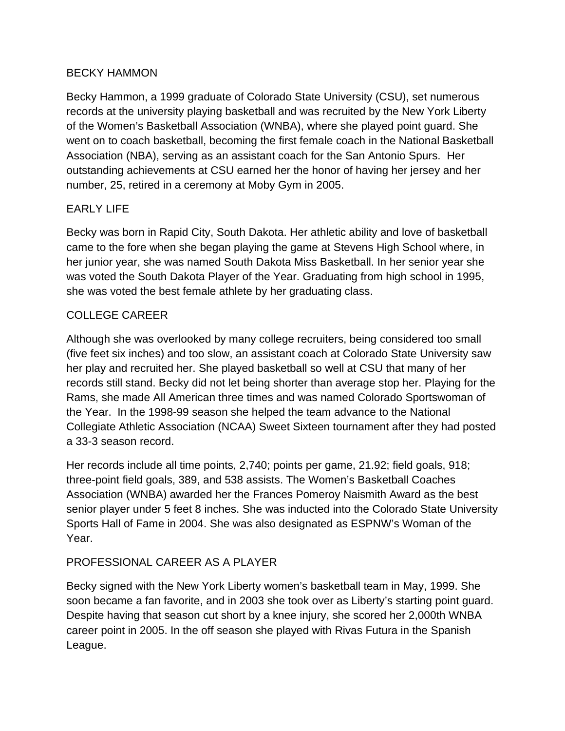# BECKY HAMMON

Becky Hammon, a 1999 graduate of Colorado State University (CSU), set numerous records at the university playing basketball and was recruited by the New York Liberty of the Women's Basketball Association (WNBA), where she played point guard. She went on to coach basketball, becoming the first female coach in the National Basketball Association (NBA), serving as an assistant coach for the San Antonio Spurs. Her outstanding achievements at CSU earned her the honor of having her jersey and her number, 25, retired in a ceremony at Moby Gym in 2005.

## EARLY LIFE

Becky was born in Rapid City, South Dakota. Her athletic ability and love of basketball came to the fore when she began playing the game at Stevens High School where, in her junior year, she was named South Dakota Miss Basketball. In her senior year she was voted the South Dakota Player of the Year. Graduating from high school in 1995, she was voted the best female athlete by her graduating class.

## COLLEGE CAREER

Although she was overlooked by many college recruiters, being considered too small (five feet six inches) and too slow, an assistant coach at Colorado State University saw her play and recruited her. She played basketball so well at CSU that many of her records still stand. Becky did not let being shorter than average stop her. Playing for the Rams, she made All American three times and was named Colorado Sportswoman of the Year. In the 1998-99 season she helped the team advance to the National Collegiate Athletic Association (NCAA) Sweet Sixteen tournament after they had posted a 33-3 season record.

Her records include all time points, 2,740; points per game, 21.92; field goals, 918; three-point field goals, 389, and 538 assists. The Women's Basketball Coaches Association (WNBA) awarded her the Frances Pomeroy Naismith Award as the best senior player under 5 feet 8 inches. She was inducted into the Colorado State University Sports Hall of Fame in 2004. She was also designated as ESPNW's Woman of the Year.

## PROFESSIONAL CAREER AS A PLAYER

Becky signed with the New York Liberty women's basketball team in May, 1999. She soon became a fan favorite, and in 2003 she took over as Liberty's starting point guard. Despite having that season cut short by a knee injury, she scored her 2,000th WNBA career point in 2005. In the off season she played with Rivas Futura in the Spanish League.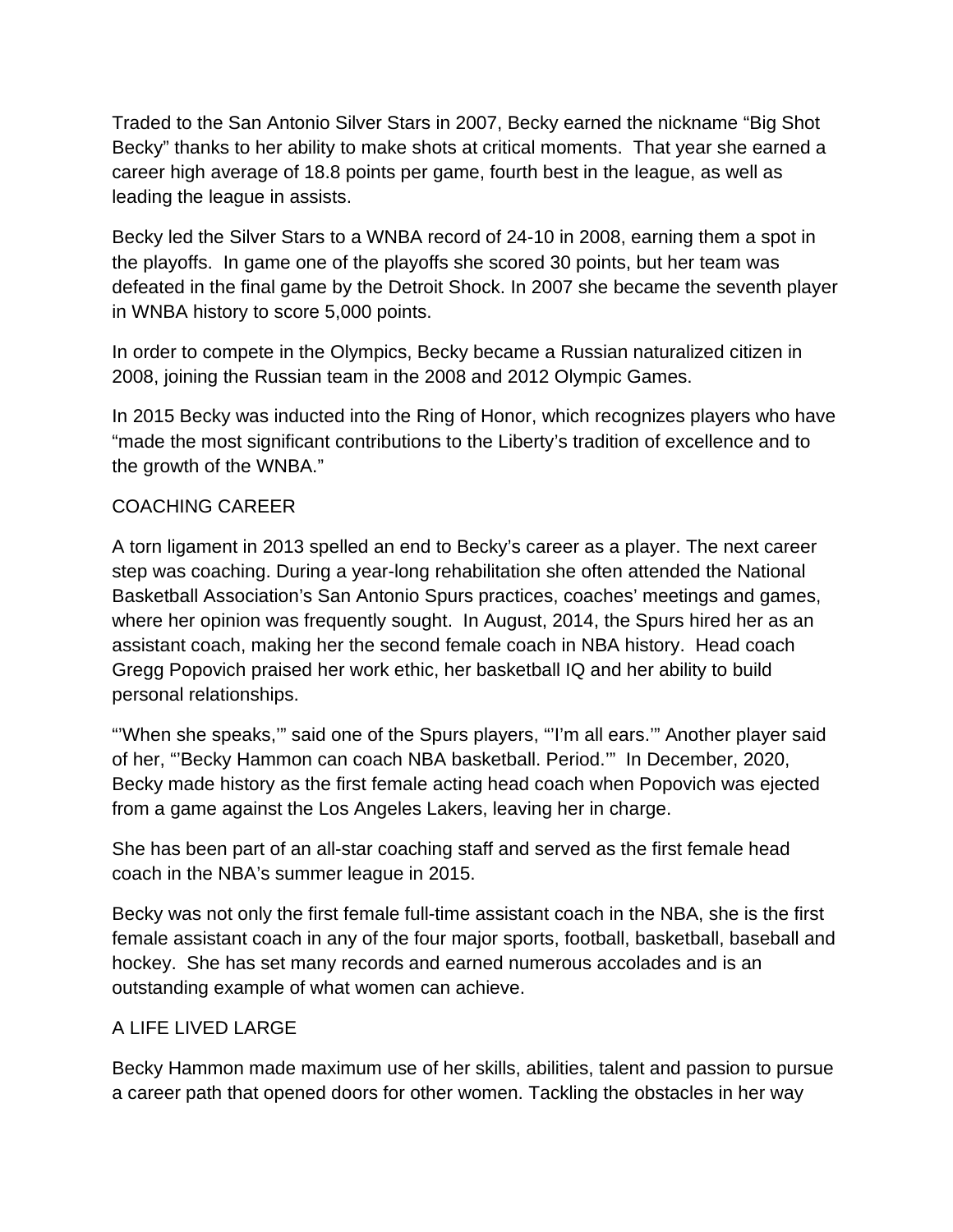Traded to the San Antonio Silver Stars in 2007, Becky earned the nickname "Big Shot Becky" thanks to her ability to make shots at critical moments. That year she earned a career high average of 18.8 points per game, fourth best in the league, as well as leading the league in assists.

Becky led the Silver Stars to a WNBA record of 24-10 in 2008, earning them a spot in the playoffs. In game one of the playoffs she scored 30 points, but her team was defeated in the final game by the Detroit Shock. In 2007 she became the seventh player in WNBA history to score 5,000 points.

In order to compete in the Olympics, Becky became a Russian naturalized citizen in 2008, joining the Russian team in the 2008 and 2012 Olympic Games.

In 2015 Becky was inducted into the Ring of Honor, which recognizes players who have "made the most significant contributions to the Liberty's tradition of excellence and to the growth of the WNBA."

## COACHING CAREER

A torn ligament in 2013 spelled an end to Becky's career as a player. The next career step was coaching. During a year-long rehabilitation she often attended the National Basketball Association's San Antonio Spurs practices, coaches' meetings and games, where her opinion was frequently sought. In August, 2014, the Spurs hired her as an assistant coach, making her the second female coach in NBA history. Head coach Gregg Popovich praised her work ethic, her basketball IQ and her ability to build personal relationships.

"'When she speaks,'" said one of the Spurs players, "'I'm all ears.'" Another player said of her, "'Becky Hammon can coach NBA basketball. Period.'" In December, 2020, Becky made history as the first female acting head coach when Popovich was ejected from a game against the Los Angeles Lakers, leaving her in charge.

She has been part of an all-star coaching staff and served as the first female head coach in the NBA's summer league in 2015.

Becky was not only the first female full-time assistant coach in the NBA, she is the first female assistant coach in any of the four major sports, football, basketball, baseball and hockey. She has set many records and earned numerous accolades and is an outstanding example of what women can achieve.

## A LIFE LIVED LARGE

Becky Hammon made maximum use of her skills, abilities, talent and passion to pursue a career path that opened doors for other women. Tackling the obstacles in her way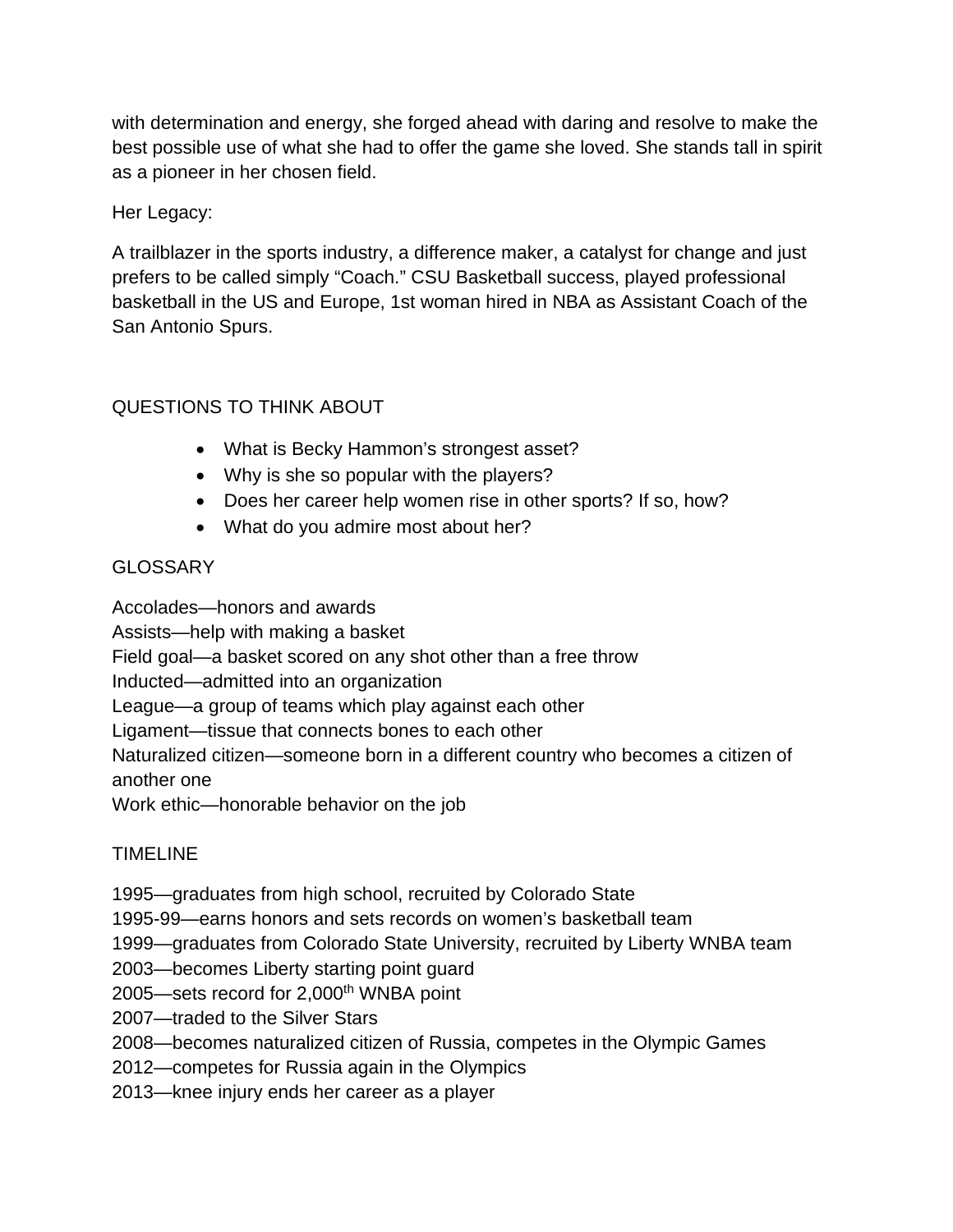with determination and energy, she forged ahead with daring and resolve to make the best possible use of what she had to offer the game she loved. She stands tall in spirit as a pioneer in her chosen field.

Her Legacy:

A trailblazer in the sports industry, a difference maker, a catalyst for change and just prefers to be called simply "Coach." CSU Basketball success, played professional basketball in the US and Europe, 1st woman hired in NBA as Assistant Coach of the San Antonio Spurs.

## QUESTIONS TO THINK ABOUT

- What is Becky Hammon's strongest asset?
- Why is she so popular with the players?
- Does her career help women rise in other sports? If so, how?
- What do you admire most about her?

## GLOSSARY

Accolades—honors and awards
Assists—help with making a basket
Field goal—a basket scored on any shot other than a free throw
Inducted—admitted into an organization
League—a group of teams which play against each other
Ligament—tissue that connects bones to each other
Naturalized citizen—someone born in a different country who becomes a citizen of another one
Work ethic—honorable behavior on the job

## TIMELINE

1995—graduates from high school, recruited by Colorado State
1995-99—earns honors and sets records on women's basketball team
1999—graduates from Colorado State University, recruited by Liberty WNBA team
2003—becomes Liberty starting point guard
2005—sets record for 2,000th WNBA point
2007—traded to the Silver Stars
2008—becomes naturalized citizen of Russia, competes in the Olympic Games
2012—competes for Russia again in the Olympics
2013—knee injury ends her career as a player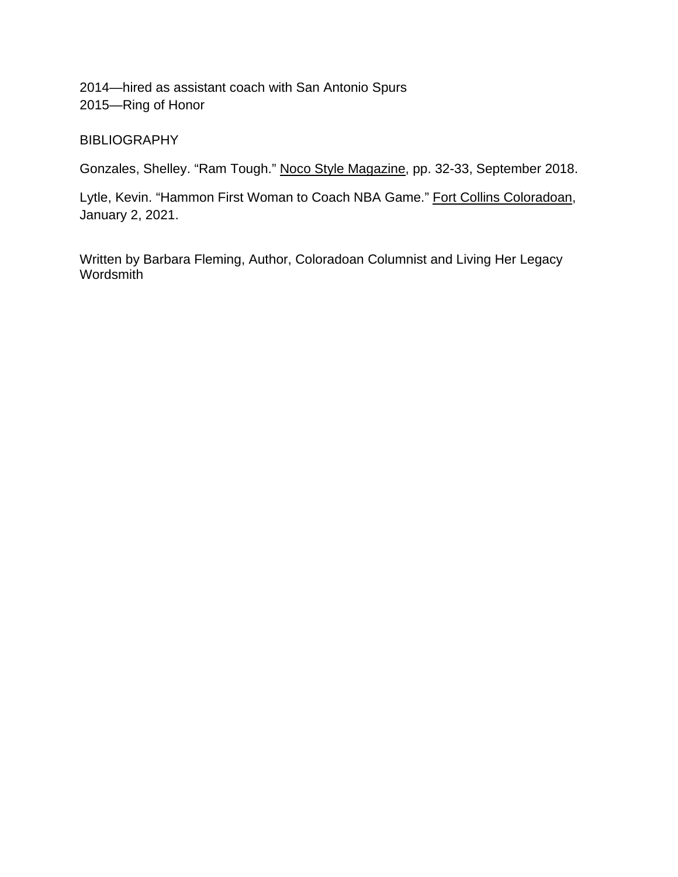2014—hired as assistant coach with San Antonio Spurs
2015—Ring of Honor

BIBLIOGRAPHY

Gonzales, Shelley. "Ram Tough." Noco Style Magazine, pp. 32-33, September 2018.

Lytle, Kevin. "Hammon First Woman to Coach NBA Game." Fort Collins Coloradoan, January 2, 2021.

Written by Barbara Fleming, Author, Coloradoan Columnist and Living Her Legacy Wordsmith